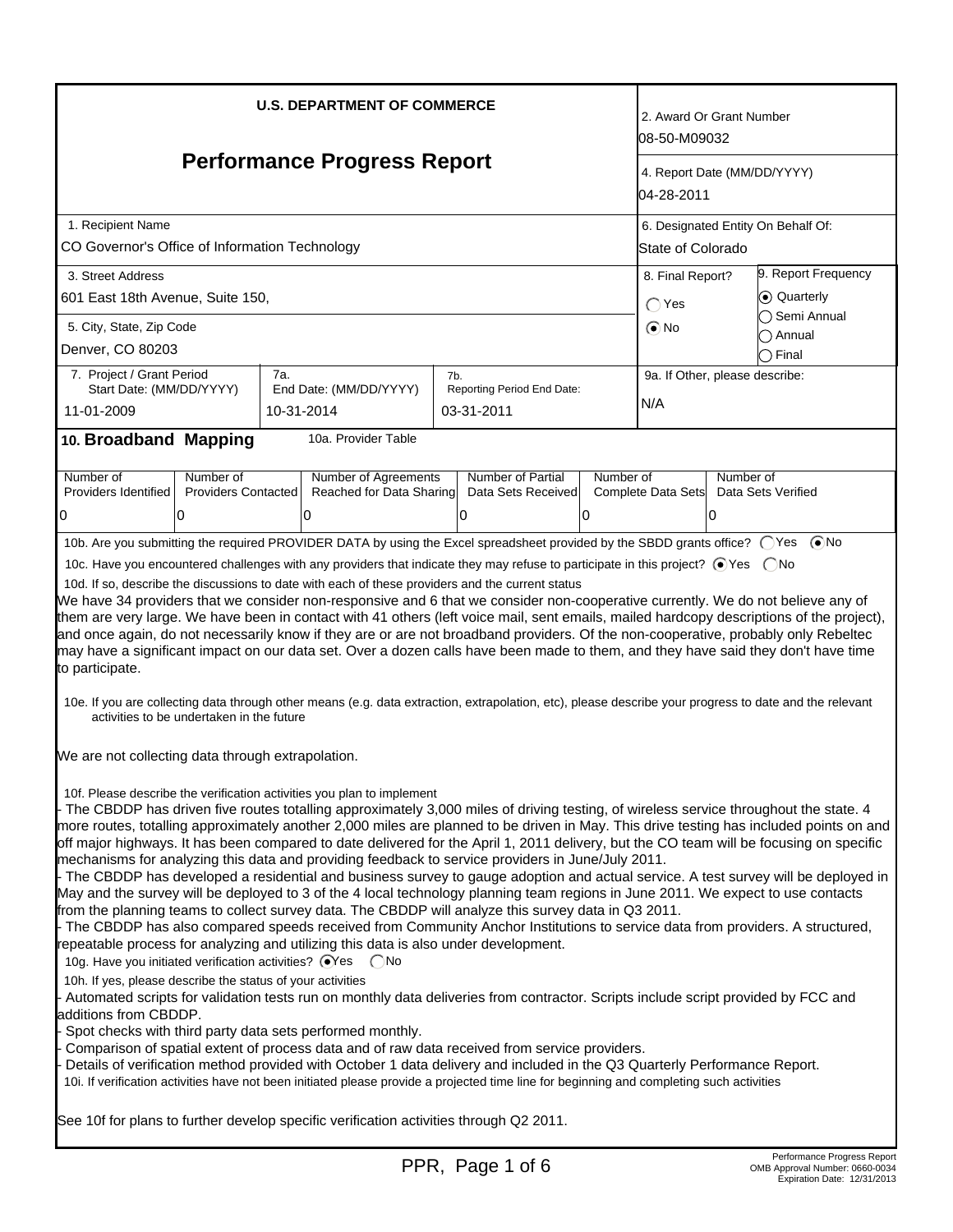**U.S. DEPARTMENT OF COMMERCE**

# Performance Progress Report

| | |
|---|---|
| 2. Award Or Grant Number | 08-50-M09032 |
| 4. Report Date (MM/DD/YYYY) | 04-28-2011 |
| 1. Recipient Name | CO Governor's Office of Information Technology |
| 6. Designated Entity On Behalf Of: | State of Colorado |
| 3. Street Address | 601 East 18th Avenue, Suite 150, |
| 5. City, State, Zip Code | Denver, CO 80203 |
| 8. Final Report? | ◯ Yes ◉ No |
| 9. Report Frequency | ◉ Quarterly ◯ Semi Annual ◯ Annual ◯ Final |
| 7. Project / Grant Period Start Date: (MM/DD/YYYY) | 11-01-2009 |
| 7a. End Date: (MM/DD/YYYY) | 10-31-2014 |
| 7b. Reporting Period End Date: | 03-31-2011 |
| 9a. If Other, please describe: | N/A |

## 10. Broadband Mapping

10a. Provider Table

| Number of Providers Identified | Number of Providers Contacted | Number of Agreements Reached for Data Sharing | Number of Partial Data Sets Received | Number of Complete Data Sets | Number of Data Sets Verified |
|---|---|---|---|---|---|
| 0 | 0 | 0 | 0 | 0 | 0 |

10b. Are you submitting the required PROVIDER DATA by using the Excel spreadsheet provided by the SBDD grants office? ◯ Yes ◉ No

10c. Have you encountered challenges with any providers that indicate they may refuse to participate in this project? ◉ Yes ◯ No

10d. If so, describe the discussions to date with each of these providers and the current status

We have 34 providers that we consider non-responsive and 6 that we consider non-cooperative currently. We do not believe any of them are very large. We have been in contact with 41 others (left voice mail, sent emails, mailed hardcopy descriptions of the project), and once again, do not necessarily know if they are or are not broadband providers. Of the non-cooperative, probably only Rebeltec may have a significant impact on our data set. Over a dozen calls have been made to them, and they have said they don't have time to participate.

10e. If you are collecting data through other means (e.g. data extraction, extrapolation, etc), please describe your progress to date and the relevant activities to be undertaken in the future

We are not collecting data through extrapolation.

10f. Please describe the verification activities you plan to implement

- The CBDDP has driven five routes totalling approximately 3,000 miles of driving testing, of wireless service throughout the state. 4 more routes, totalling approximately another 2,000 miles are planned to be driven in May. This drive testing has included points on and off major highways. It has been compared to date delivered for the April 1, 2011 delivery, but the CO team will be focusing on specific mechanisms for analyzing this data and providing feedback to service providers in June/July 2011.
- The CBDDP has developed a residential and business survey to gauge adoption and actual service. A test survey will be deployed in May and the survey will be deployed to 3 of the 4 local technology planning team regions in June 2011. We expect to use contacts from the planning teams to collect survey data. The CBDDP will analyze this survey data in Q3 2011.
- The CBDDP has also compared speeds received from Community Anchor Institutions to service data from providers. A structured, repeatable process for analyzing and utilizing this data is also under development.

10g. Have you initiated verification activities? ◉ Yes ◯ No

10h. If yes, please describe the status of your activities

- Automated scripts for validation tests run on monthly data deliveries from contractor. Scripts include script provided by FCC and additions from CBDDP.
- Spot checks with third party data sets performed monthly.
- Comparison of spatial extent of process data and of raw data received from service providers.
- Details of verification method provided with October 1 data delivery and included in the Q3 Quarterly Performance Report.

10i. If verification activities have not been initiated please provide a projected time line for beginning and completing such activities

See 10f for plans to further develop specific verification activities through Q2 2011.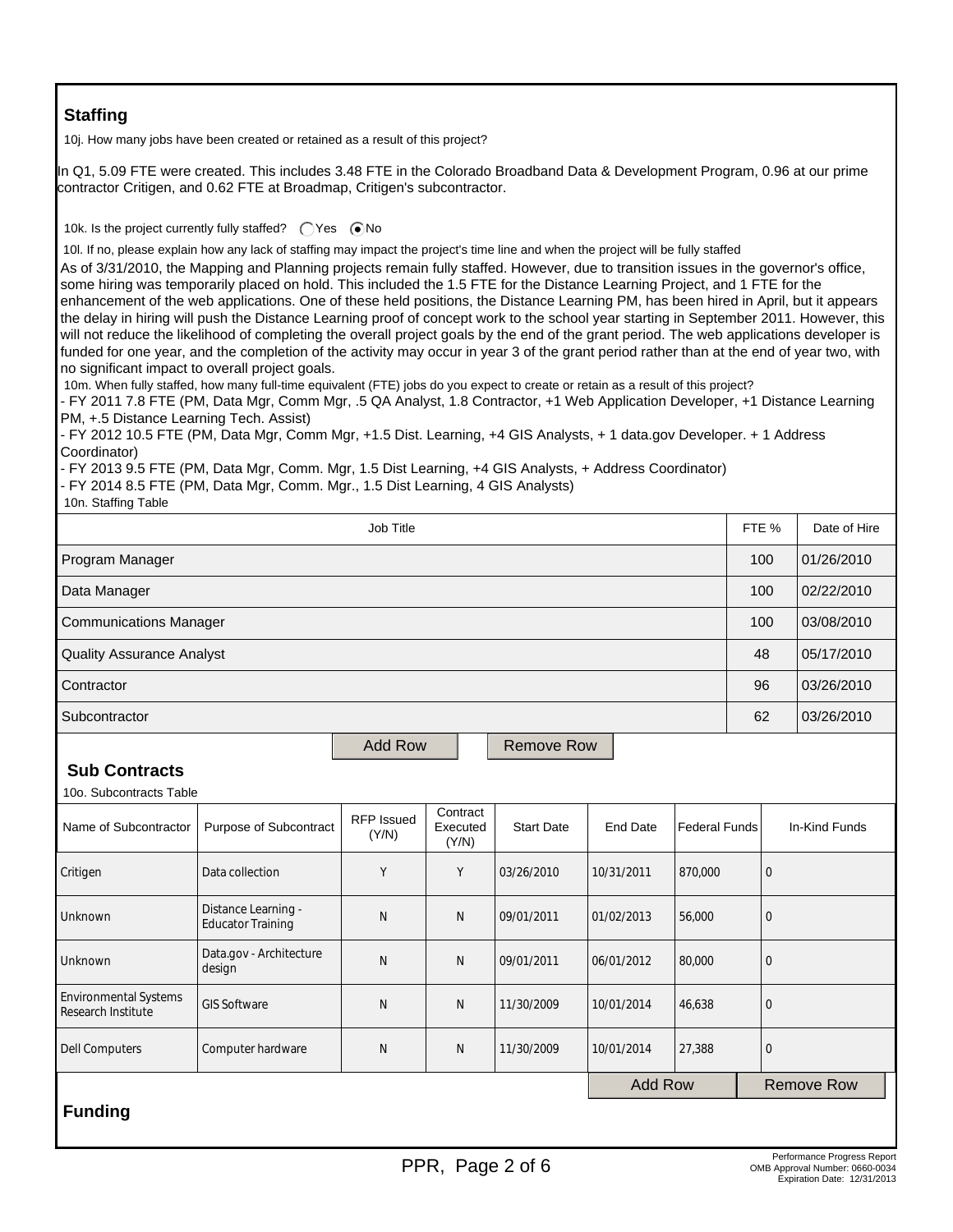## Staffing

10j. How many jobs have been created or retained as a result of this project?

In Q1, 5.09 FTE were created. This includes 3.48 FTE in the Colorado Broadband Data & Development Program, 0.96 at our prime contractor Critigen, and 0.62 FTE at Broadmap, Critigen's subcontractor.

10k. Is the project currently fully staffed? ◯ Yes ◉ No

10l. If no, please explain how any lack of staffing may impact the project's time line and when the project will be fully staffed

As of 3/31/2010, the Mapping and Planning projects remain fully staffed. However, due to transition issues in the governor's office, some hiring was temporarily placed on hold. This included the 1.5 FTE for the Distance Learning Project, and 1 FTE for the enhancement of the web applications. One of these held positions, the Distance Learning PM, has been hired in April, but it appears the delay in hiring will push the Distance Learning proof of concept work to the school year starting in September 2011. However, this will not reduce the likelihood of completing the overall project goals by the end of the grant period. The web applications developer is funded for one year, and the completion of the activity may occur in year 3 of the grant period rather than at the end of year two, with no significant impact to overall project goals.

10m. When fully staffed, how many full-time equivalent (FTE) jobs do you expect to create or retain as a result of this project?

- FY 2011 7.8 FTE (PM, Data Mgr, Comm Mgr, .5 QA Analyst, 1.8 Contractor, +1 Web Application Developer, +1 Distance Learning PM, +.5 Distance Learning Tech. Assist)
- FY 2012 10.5 FTE (PM, Data Mgr, Comm Mgr, +1.5 Dist. Learning, +4 GIS Analysts, + 1 data.gov Developer. + 1 Address Coordinator)
- FY 2013 9.5 FTE (PM, Data Mgr, Comm. Mgr, 1.5 Dist Learning, +4 GIS Analysts, + Address Coordinator)
- FY 2014 8.5 FTE (PM, Data Mgr, Comm. Mgr., 1.5 Dist Learning, 4 GIS Analysts)

10n. Staffing Table

| Job Title | FTE % | Date of Hire |
|---|---|---|
| Program Manager | 100 | 01/26/2010 |
| Data Manager | 100 | 02/22/2010 |
| Communications Manager | 100 | 03/08/2010 |
| Quality Assurance Analyst | 48 | 05/17/2010 |
| Contractor | 96 | 03/26/2010 |
| Subcontractor | 62 | 03/26/2010 |

## Sub Contracts

10o. Subcontracts Table

| Name of Subcontractor | Purpose of Subcontract | RFP Issued (Y/N) | Contract Executed (Y/N) | Start Date | End Date | Federal Funds | In-Kind Funds |
|---|---|---|---|---|---|---|---|
| Critigen | Data collection | Y | Y | 03/26/2010 | 10/31/2011 | 870,000 | 0 |
| Unknown | Distance Learning - Educator Training | N | N | 09/01/2011 | 01/02/2013 | 56,000 | 0 |
| Unknown | Data.gov - Architecture design | N | N | 09/01/2011 | 06/01/2012 | 80,000 | 0 |
| Environmental Systems Research Institute | GIS Software | N | N | 11/30/2009 | 10/01/2014 | 46,638 | 0 |
| Dell Computers | Computer hardware | N | N | 11/30/2009 | 10/01/2014 | 27,388 | 0 |

## Funding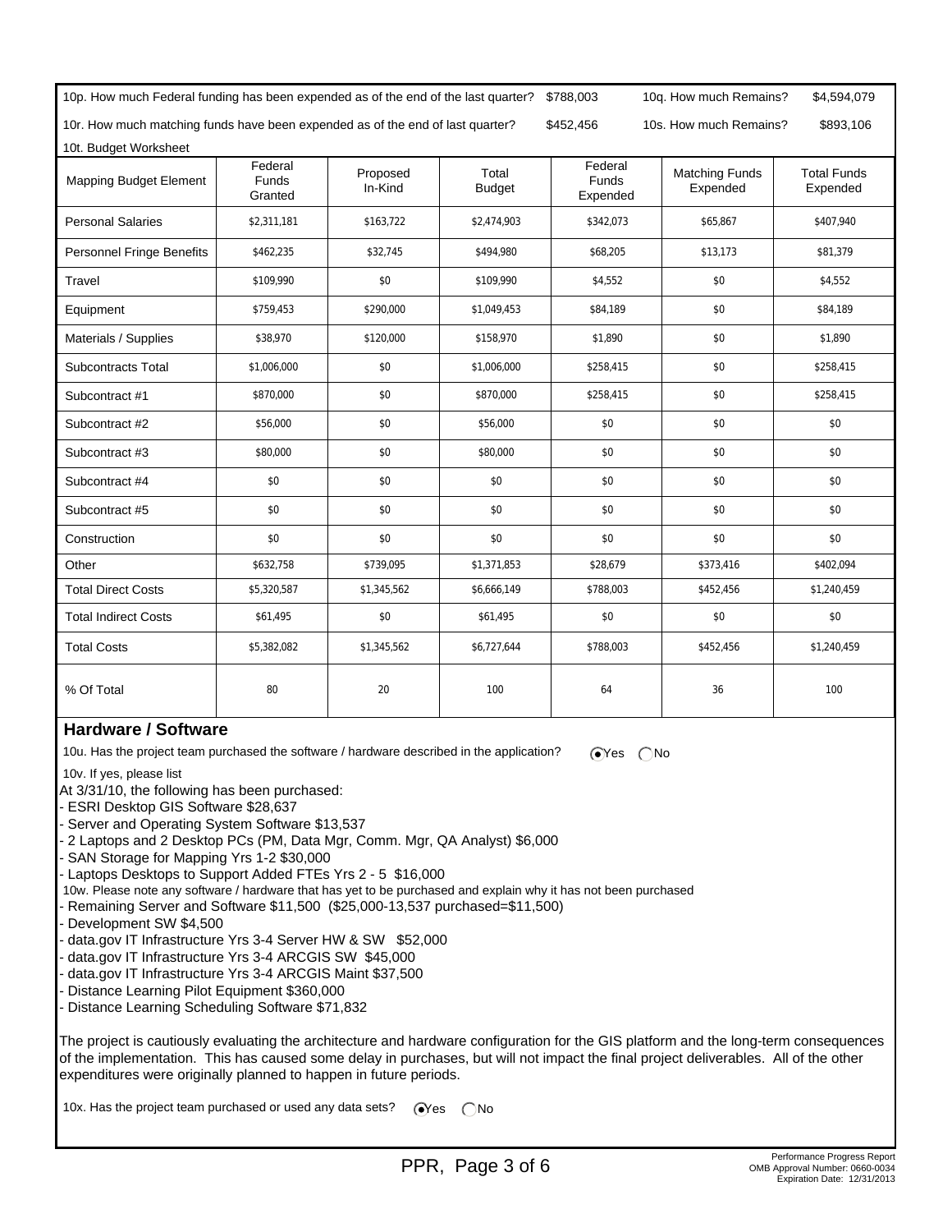10p. How much Federal funding has been expended as of the end of the last quarter? $788,003 10q. How much Remains? $4,594,079

10r. How much matching funds have been expended as of the end of last quarter? $452,456 10s. How much Remains? $893,106

10t. Budget Worksheet

| Mapping Budget Element | Federal Funds Granted | Proposed In-Kind | Total Budget | Federal Funds Expended | Matching Funds Expended | Total Funds Expended |
|---|---|---|---|---|---|---|
| Personal Salaries | $2,311,181 | $163,722 | $2,474,903 | $342,073 | $65,867 | $407,940 |
| Personnel Fringe Benefits | $462,235 | $32,745 | $494,980 | $68,205 | $13,173 | $81,379 |
| Travel | $109,990 | $0 | $109,990 | $4,552 | $0 | $4,552 |
| Equipment | $759,453 | $290,000 | $1,049,453 | $84,189 | $0 | $84,189 |
| Materials / Supplies | $38,970 | $120,000 | $158,970 | $1,890 | $0 | $1,890 |
| Subcontracts Total | $1,006,000 | $0 | $1,006,000 | $258,415 | $0 | $258,415 |
| Subcontract #1 | $870,000 | $0 | $870,000 | $258,415 | $0 | $258,415 |
| Subcontract #2 | $56,000 | $0 | $56,000 | $0 | $0 | $0 |
| Subcontract #3 | $80,000 | $0 | $80,000 | $0 | $0 | $0 |
| Subcontract #4 | $0 | $0 | $0 | $0 | $0 | $0 |
| Subcontract #5 | $0 | $0 | $0 | $0 | $0 | $0 |
| Construction | $0 | $0 | $0 | $0 | $0 | $0 |
| Other | $632,758 | $739,095 | $1,371,853 | $28,679 | $373,416 | $402,094 |
| Total Direct Costs | $5,320,587 | $1,345,562 | $6,666,149 | $788,003 | $452,456 | $1,240,459 |
| Total Indirect Costs | $61,495 | $0 | $61,495 | $0 | $0 | $0 |
| Total Costs | $5,382,082 | $1,345,562 | $6,727,644 | $788,003 | $452,456 | $1,240,459 |
| % Of Total | 80 | 20 | 100 | 64 | 36 | 100 |

## Hardware / Software

10u. Has the project team purchased the software / hardware described in the application? (•) Yes ( ) No

10v. If yes, please list

At 3/31/10, the following has been purchased:
- ESRI Desktop GIS Software $28,637
- Server and Operating System Software $13,537
- 2 Laptops and 2 Desktop PCs (PM, Data Mgr, Comm. Mgr, QA Analyst) $6,000
- SAN Storage for Mapping Yrs 1-2 $30,000
- Laptops Desktops to Support Added FTEs Yrs 2 - 5 $16,000

10w. Please note any software / hardware that has yet to be purchased and explain why it has not been purchased

- Remaining Server and Software $11,500 ($25,000-13,537 purchased=$11,500)
- Development SW $4,500
- data.gov IT Infrastructure Yrs 3-4 Server HW & SW $52,000
- data.gov IT Infrastructure Yrs 3-4 ARCGIS SW $45,000
- data.gov IT Infrastructure Yrs 3-4 ARCGIS Maint $37,500
- Distance Learning Pilot Equipment $360,000
- Distance Learning Scheduling Software $71,832

The project is cautiously evaluating the architecture and hardware configuration for the GIS platform and the long-term consequences of the implementation. This has caused some delay in purchases, but will not impact the final project deliverables. All of the other expenditures were originally planned to happen in future periods.

10x. Has the project team purchased or used any data sets? (•) Yes ( ) No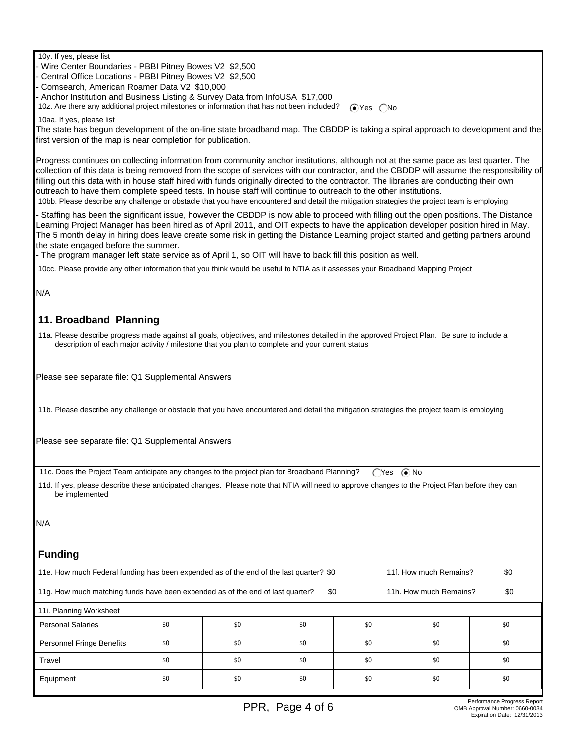10y. If yes, please list

- Wire Center Boundaries - PBBI Pitney Bowes V2 $2,500
- Central Office Locations - PBBI Pitney Bowes V2 $2,500
- Comsearch, American Roamer Data V2 $10,000
- Anchor Institution and Business Listing & Survey Data from InfoUSA $17,000

10z. Are there any additional project milestones or information that has not been included? (•) Yes ( ) No

10aa. If yes, please list

The state has begun development of the on-line state broadband map. The CBDDP is taking a spiral approach to development and the first version of the map is near completion for publication.

Progress continues on collecting information from community anchor institutions, although not at the same pace as last quarter. The collection of this data is being removed from the scope of services with our contractor, and the CBDDP will assume the responsibility of filling out this data with in house staff hired with funds originally directed to the contractor. The libraries are conducting their own outreach to have them complete speed tests. In house staff will continue to outreach to the other institutions.

10bb. Please describe any challenge or obstacle that you have encountered and detail the mitigation strategies the project team is employing

- Staffing has been the significant issue, however the CBDDP is now able to proceed with filling out the open positions. The Distance Learning Project Manager has been hired as of April 2011, and OIT expects to have the application developer position hired in May. The 5 month delay in hiring does leave create some risk in getting the Distance Learning project started and getting partners around the state engaged before the summer.
- The program manager left state service as of April 1, so OIT will have to back fill this position as well.

10cc. Please provide any other information that you think would be useful to NTIA as it assesses your Broadband Mapping Project

N/A

## 11. Broadband Planning

11a. Please describe progress made against all goals, objectives, and milestones detailed in the approved Project Plan. Be sure to include a description of each major activity / milestone that you plan to complete and your current status

Please see separate file: Q1 Supplemental Answers

11b. Please describe any challenge or obstacle that you have encountered and detail the mitigation strategies the project team is employing

Please see separate file: Q1 Supplemental Answers

11c. Does the Project Team anticipate any changes to the project plan for Broadband Planning? ( ) Yes (•) No

11d. If yes, please describe these anticipated changes. Please note that NTIA will need to approve changes to the Project Plan before they can be implemented

N/A

## Funding

11e. How much Federal funding has been expended as of the end of the last quarter? $0 — 11f. How much Remains? $0

11g. How much matching funds have been expended as of the end of last quarter? $0 — 11h. How much Remains? $0

11i. Planning Worksheet

| | | | | | | |
|---|---|---|---|---|---|---|
| Personal Salaries | $0 | $0 | $0 | $0 | $0 | $0 |
| Personnel Fringe Benefits | $0 | $0 | $0 | $0 | $0 | $0 |
| Travel | $0 | $0 | $0 | $0 | $0 | $0 |
| Equipment | $0 | $0 | $0 | $0 | $0 | $0 |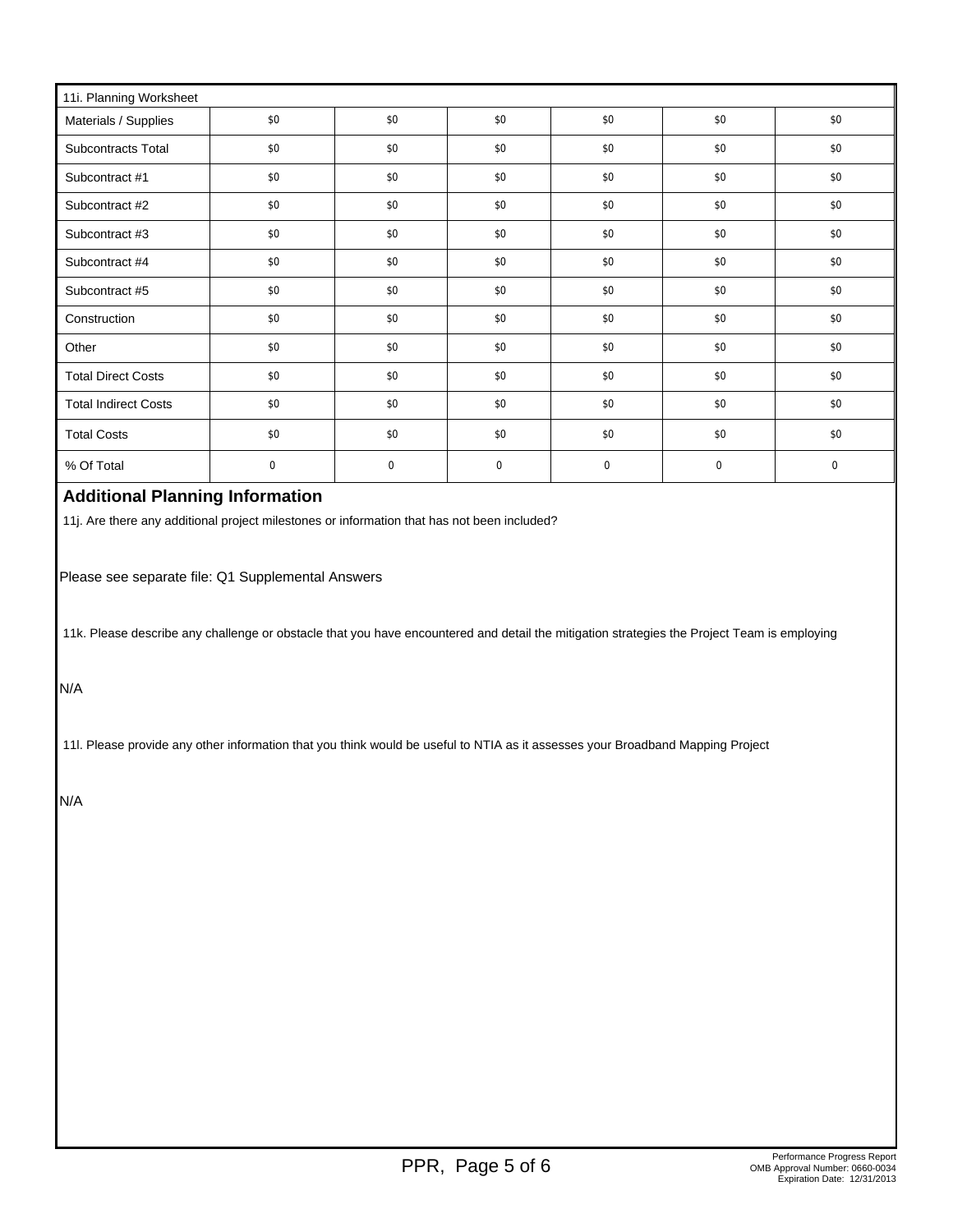| 11i. Planning Worksheet | | | | | | |
|---|---|---|---|---|---|---|
| Materials / Supplies | $0 | $0 | $0 | $0 | $0 | $0 |
| Subcontracts Total | $0 | $0 | $0 | $0 | $0 | $0 |
| Subcontract #1 | $0 | $0 | $0 | $0 | $0 | $0 |
| Subcontract #2 | $0 | $0 | $0 | $0 | $0 | $0 |
| Subcontract #3 | $0 | $0 | $0 | $0 | $0 | $0 |
| Subcontract #4 | $0 | $0 | $0 | $0 | $0 | $0 |
| Subcontract #5 | $0 | $0 | $0 | $0 | $0 | $0 |
| Construction | $0 | $0 | $0 | $0 | $0 | $0 |
| Other | $0 | $0 | $0 | $0 | $0 | $0 |
| Total Direct Costs | $0 | $0 | $0 | $0 | $0 | $0 |
| Total Indirect Costs | $0 | $0 | $0 | $0 | $0 | $0 |
| Total Costs | $0 | $0 | $0 | $0 | $0 | $0 |
| % Of Total | 0 | 0 | 0 | 0 | 0 | 0 |

## Additional Planning Information

11j. Are there any additional project milestones or information that has not been included?

Please see separate file: Q1 Supplemental Answers

11k. Please describe any challenge or obstacle that you have encountered and detail the mitigation strategies the Project Team is employing

N/A

11l. Please provide any other information that you think would be useful to NTIA as it assesses your Broadband Mapping Project

N/A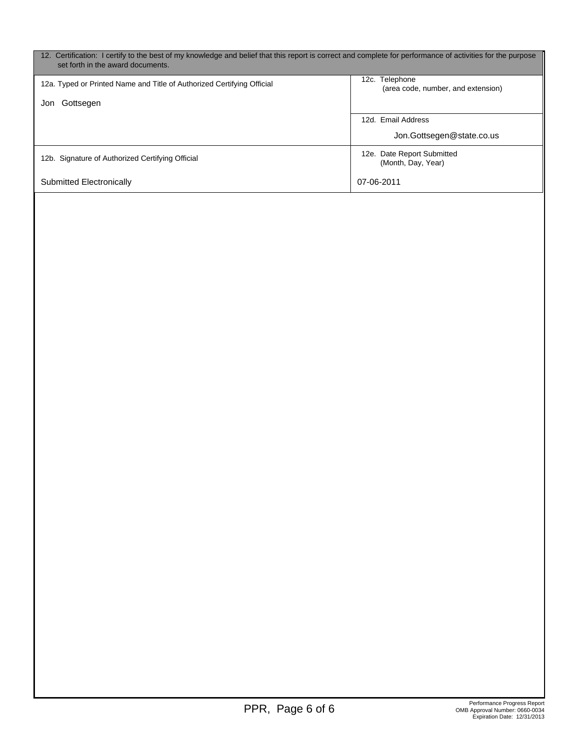12. Certification: I certify to the best of my knowledge and belief that this report is correct and complete for performance of activities for the purpose set forth in the award documents.

| | |
|---|---|
| 12a. Typed or Printed Name and Title of Authorized Certifying Official<br><br>Jon Gottsegen | 12c. Telephone (area code, number, and extension)<br><br>12d. Email Address<br><br>Jon.Gottsegen@state.co.us |
| 12b. Signature of Authorized Certifying Official<br><br>Submitted Electronically | 12e. Date Report Submitted (Month, Day, Year)<br><br>07-06-2011 |